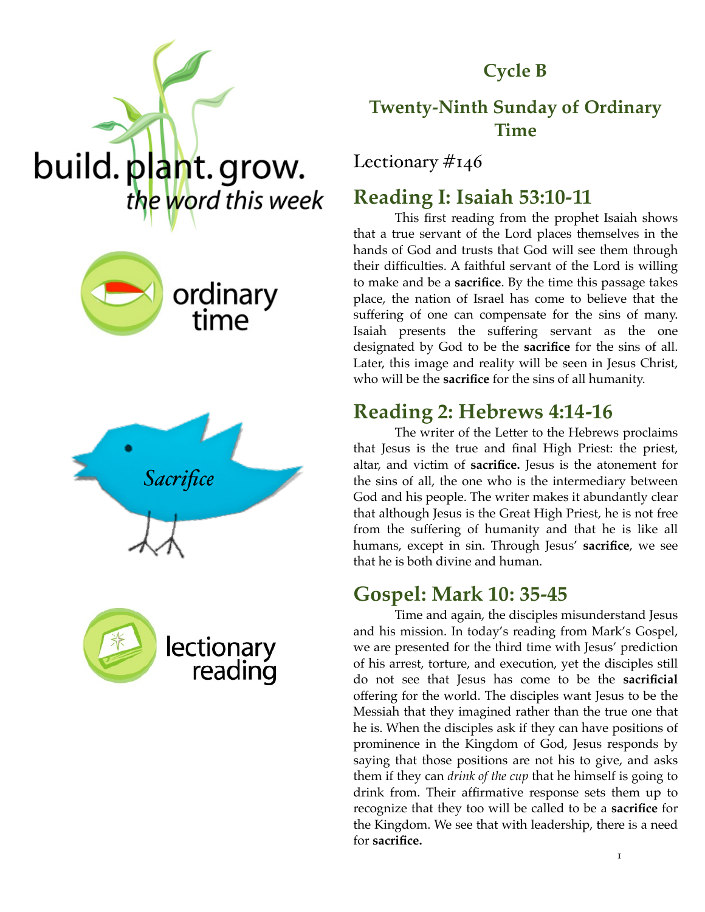build. plant. grow.
*the word this week*

ordinary time

*Sacrifice*

lectionary reading

## Cycle B

## Twenty-Ninth Sunday of Ordinary Time

Lectionary #146

## Reading I: Isaiah 53:10-11

This first reading from the prophet Isaiah shows that a true servant of the Lord places themselves in the hands of God and trusts that God will see them through their difficulties. A faithful servant of the Lord is willing to make and be a **sacrifice**. By the time this passage takes place, the nation of Israel has come to believe that the suffering of one can compensate for the sins of many. Isaiah presents the suffering servant as the one designated by God to be the **sacrifice** for the sins of all. Later, this image and reality will be seen in Jesus Christ, who will be the **sacrifice** for the sins of all humanity.

## Reading 2: Hebrews 4:14-16

The writer of the Letter to the Hebrews proclaims that Jesus is the true and final High Priest: the priest, altar, and victim of **sacrifice.** Jesus is the atonement for the sins of all, the one who is the intermediary between God and his people. The writer makes it abundantly clear that although Jesus is the Great High Priest, he is not free from the suffering of humanity and that he is like all humans, except in sin. Through Jesus' **sacrifice**, we see that he is both divine and human.

## Gospel: Mark 10: 35-45

Time and again, the disciples misunderstand Jesus and his mission. In today's reading from Mark's Gospel, we are presented for the third time with Jesus' prediction of his arrest, torture, and execution, yet the disciples still do not see that Jesus has come to be the **sacrificial** offering for the world. The disciples want Jesus to be the Messiah that they imagined rather than the true one that he is. When the disciples ask if they can have positions of prominence in the Kingdom of God, Jesus responds by saying that those positions are not his to give, and asks them if they can *drink of the cup* that he himself is going to drink from. Their affirmative response sets them up to recognize that they too will be called to be a **sacrifice** for the Kingdom. We see that with leadership, there is a need for **sacrifice.**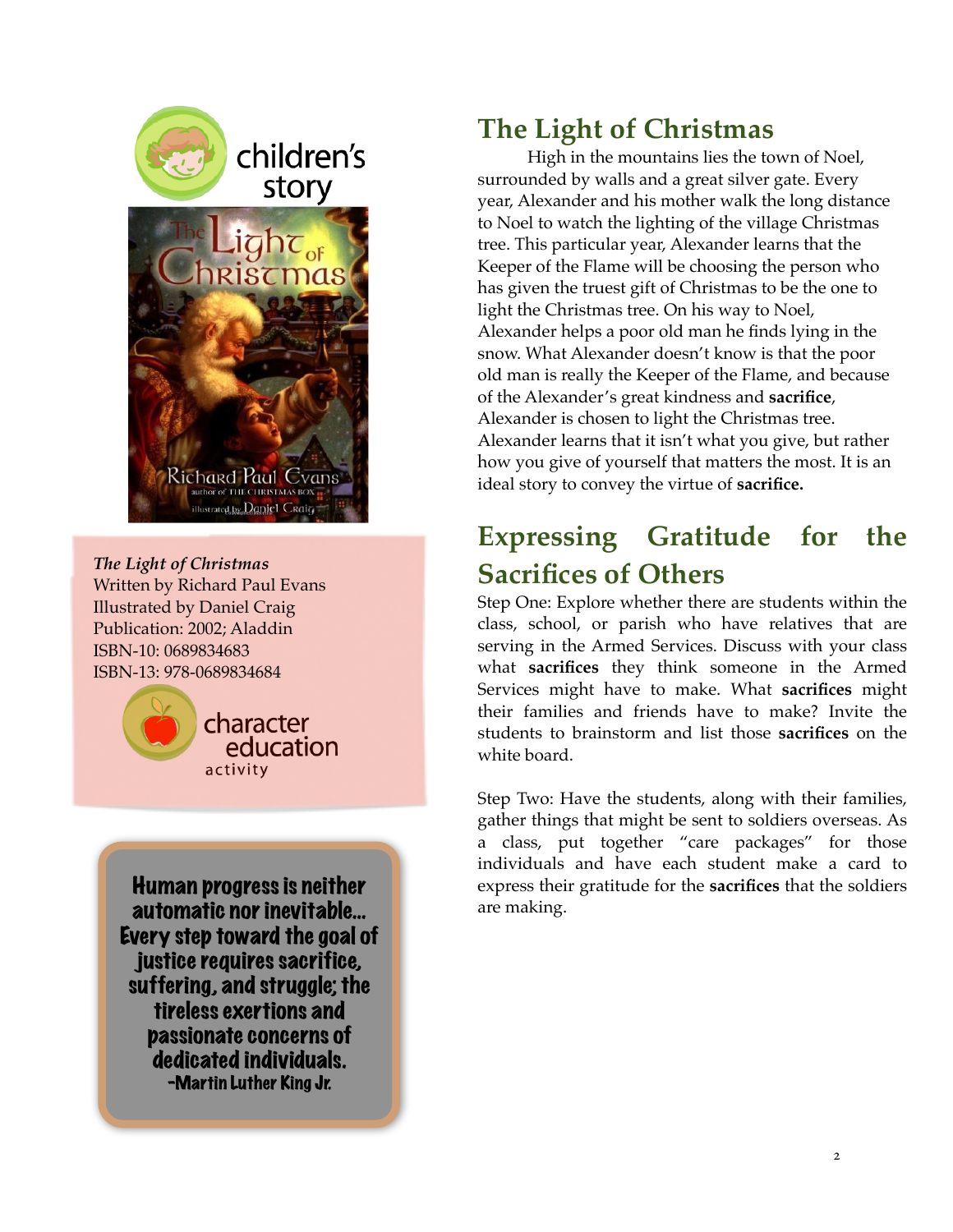children's story

*The Light of Christmas*
Written by Richard Paul Evans
Illustrated by Daniel Craig
Publication: 2002; Aladdin
ISBN-10: 0689834683
ISBN-13: 978-0689834684

character education activity

Human progress is neither automatic nor inevitable... Every step toward the goal of justice requires sacrifice, suffering, and struggle; the tireless exertions and passionate concerns of dedicated individuals.
-Martin Luther King Jr.

## The Light of Christmas

High in the mountains lies the town of Noel, surrounded by walls and a great silver gate. Every year, Alexander and his mother walk the long distance to Noel to watch the lighting of the village Christmas tree. This particular year, Alexander learns that the Keeper of the Flame will be choosing the person who has given the truest gift of Christmas to be the one to light the Christmas tree. On his way to Noel, Alexander helps a poor old man he finds lying in the snow. What Alexander doesn't know is that the poor old man is really the Keeper of the Flame, and because of the Alexander's great kindness and **sacrifice**, Alexander is chosen to light the Christmas tree. Alexander learns that it isn't what you give, but rather how you give of yourself that matters the most. It is an ideal story to convey the virtue of **sacrifice.**

## Expressing Gratitude for the Sacrifices of Others

Step One: Explore whether there are students within the class, school, or parish who have relatives that are serving in the Armed Services. Discuss with your class what **sacrifices** they think someone in the Armed Services might have to make. What **sacrifices** might their families and friends have to make? Invite the students to brainstorm and list those **sacrifices** on the white board.

Step Two: Have the students, along with their families, gather things that might be sent to soldiers overseas. As a class, put together "care packages" for those individuals and have each student make a card to express their gratitude for the **sacrifices** that the soldiers are making.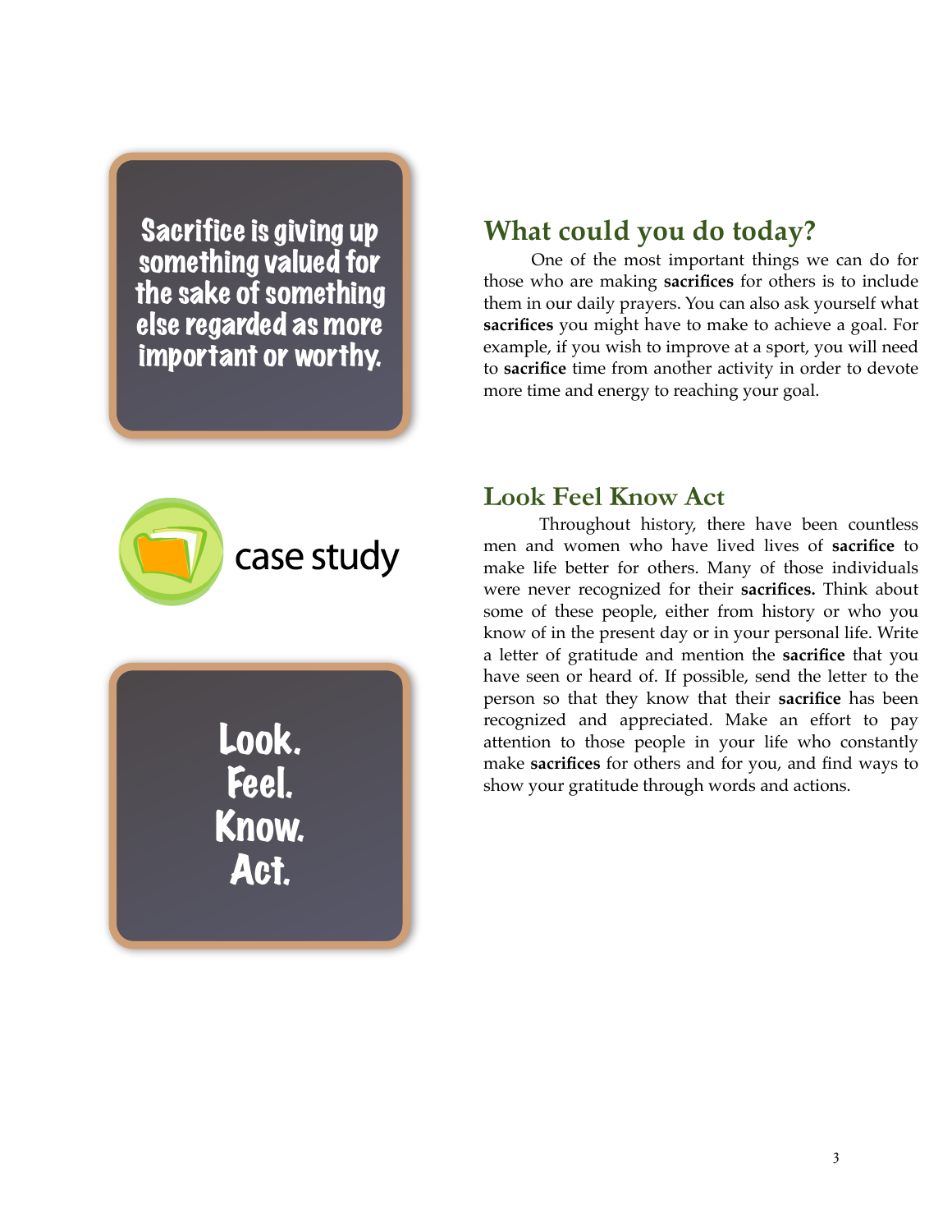Sacrifice is giving up something valued for the sake of something else regarded as more important or worthy.

## What could you do today?

One of the most important things we can do for those who are making **sacrifices** for others is to include them in our daily prayers. You can also ask yourself what **sacrifices** you might have to make to achieve a goal. For example, if you wish to improve at a sport, you will need to **sacrifice** time from another activity in order to devote more time and energy to reaching your goal.

case study

Look. Feel. Know. Act.

## Look Feel Know Act

Throughout history, there have been countless men and women who have lived lives of **sacrifice** to make life better for others. Many of those individuals were never recognized for their **sacrifices.** Think about some of these people, either from history or who you know of in the present day or in your personal life. Write a letter of gratitude and mention the **sacrifice** that you have seen or heard of. If possible, send the letter to the person so that they know that their **sacrifice** has been recognized and appreciated. Make an effort to pay attention to those people in your life who constantly make **sacrifices** for others and for you, and find ways to show your gratitude through words and actions.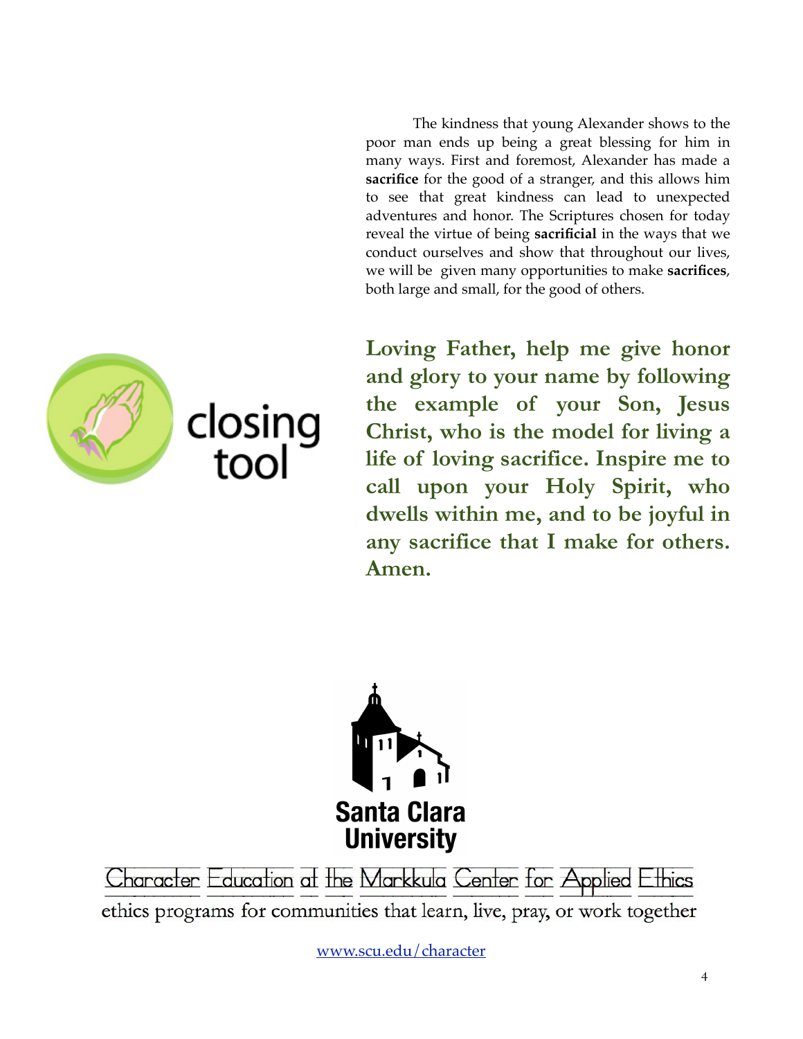The kindness that young Alexander shows to the poor man ends up being a great blessing for him in many ways. First and foremost, Alexander has made a **sacrifice** for the good of a stranger, and this allows him to see that great kindness can lead to unexpected adventures and honor. The Scriptures chosen for today reveal the virtue of being **sacrificial** in the ways that we conduct ourselves and show that throughout our lives, we will be given many opportunities to make **sacrifices**, both large and small, for the good of others.

## closing tool

**Loving Father, help me give honor and glory to your name by following the example of your Son, Jesus Christ, who is the model for living a life of loving sacrifice. Inspire me to call upon your Holy Spirit, who dwells within me, and to be joyful in any sacrifice that I make for others. Amen.**

Santa Clara University

Character Education at the Markkula Center for Applied Ethics

ethics programs for communities that learn, live, pray, or work together

www.scu.edu/character